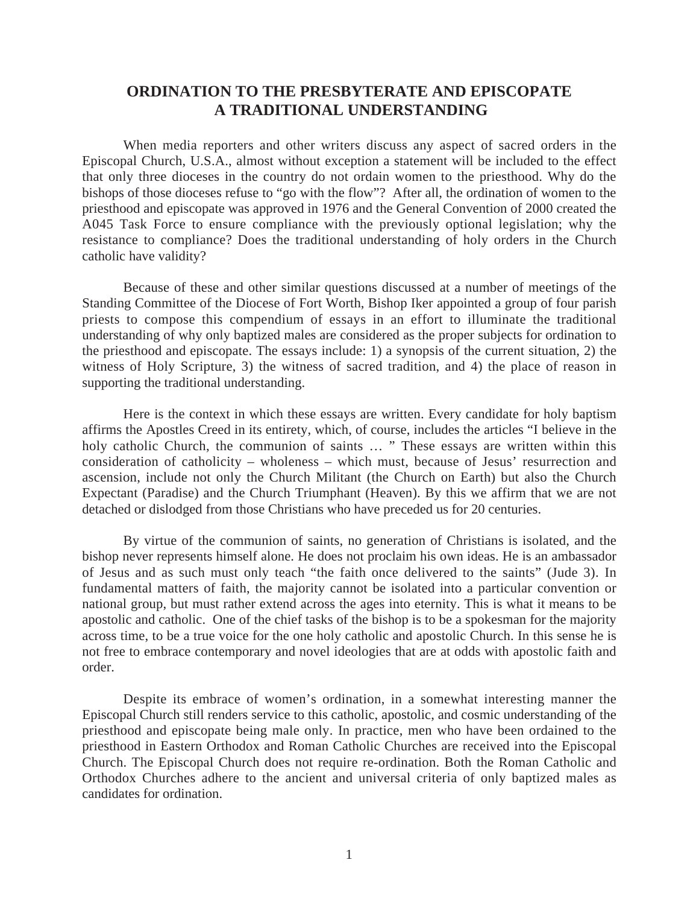# ORDINATION TO THE PRESBYTERATE AND EPISCOPATE
# A TRADITIONAL UNDERSTANDING

When media reporters and other writers discuss any aspect of sacred orders in the Episcopal Church, U.S.A., almost without exception a statement will be included to the effect that only three dioceses in the country do not ordain women to the priesthood. Why do the bishops of those dioceses refuse to "go with the flow"? After all, the ordination of women to the priesthood and episcopate was approved in 1976 and the General Convention of 2000 created the A045 Task Force to ensure compliance with the previously optional legislation; why the resistance to compliance? Does the traditional understanding of holy orders in the Church catholic have validity?

Because of these and other similar questions discussed at a number of meetings of the Standing Committee of the Diocese of Fort Worth, Bishop Iker appointed a group of four parish priests to compose this compendium of essays in an effort to illuminate the traditional understanding of why only baptized males are considered as the proper subjects for ordination to the priesthood and episcopate. The essays include: 1) a synopsis of the current situation, 2) the witness of Holy Scripture, 3) the witness of sacred tradition, and 4) the place of reason in supporting the traditional understanding.

Here is the context in which these essays are written. Every candidate for holy baptism affirms the Apostles Creed in its entirety, which, of course, includes the articles "I believe in the holy catholic Church, the communion of saints … " These essays are written within this consideration of catholicity – wholeness – which must, because of Jesus' resurrection and ascension, include not only the Church Militant (the Church on Earth) but also the Church Expectant (Paradise) and the Church Triumphant (Heaven). By this we affirm that we are not detached or dislodged from those Christians who have preceded us for 20 centuries.

By virtue of the communion of saints, no generation of Christians is isolated, and the bishop never represents himself alone. He does not proclaim his own ideas. He is an ambassador of Jesus and as such must only teach "the faith once delivered to the saints" (Jude 3). In fundamental matters of faith, the majority cannot be isolated into a particular convention or national group, but must rather extend across the ages into eternity. This is what it means to be apostolic and catholic. One of the chief tasks of the bishop is to be a spokesman for the majority across time, to be a true voice for the one holy catholic and apostolic Church. In this sense he is not free to embrace contemporary and novel ideologies that are at odds with apostolic faith and order.

Despite its embrace of women's ordination, in a somewhat interesting manner the Episcopal Church still renders service to this catholic, apostolic, and cosmic understanding of the priesthood and episcopate being male only. In practice, men who have been ordained to the priesthood in Eastern Orthodox and Roman Catholic Churches are received into the Episcopal Church. The Episcopal Church does not require re-ordination. Both the Roman Catholic and Orthodox Churches adhere to the ancient and universal criteria of only baptized males as candidates for ordination.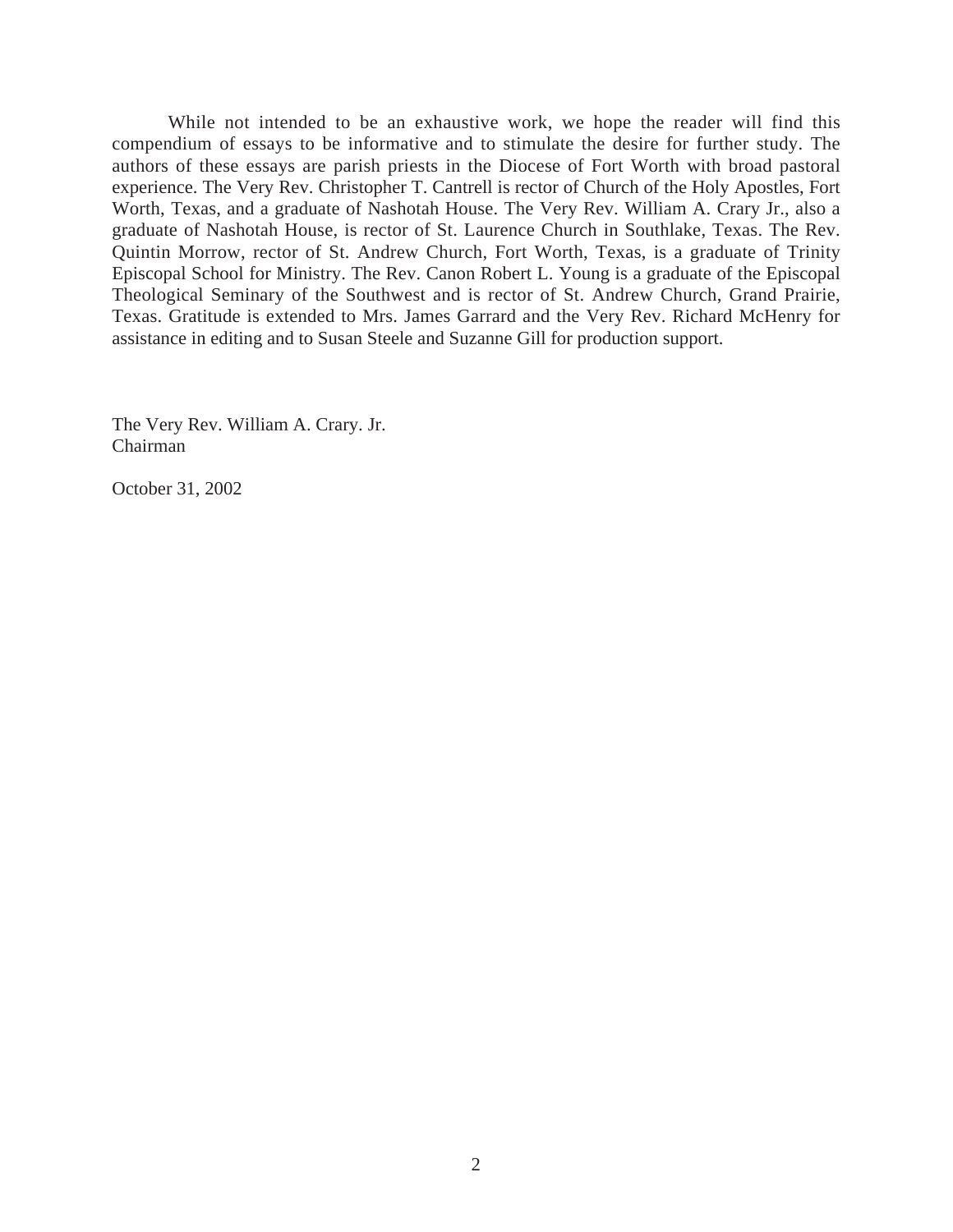While not intended to be an exhaustive work, we hope the reader will find this compendium of essays to be informative and to stimulate the desire for further study. The authors of these essays are parish priests in the Diocese of Fort Worth with broad pastoral experience. The Very Rev. Christopher T. Cantrell is rector of Church of the Holy Apostles, Fort Worth, Texas, and a graduate of Nashotah House. The Very Rev. William A. Crary Jr., also a graduate of Nashotah House, is rector of St. Laurence Church in Southlake, Texas. The Rev. Quintin Morrow, rector of St. Andrew Church, Fort Worth, Texas, is a graduate of Trinity Episcopal School for Ministry. The Rev. Canon Robert L. Young is a graduate of the Episcopal Theological Seminary of the Southwest and is rector of St. Andrew Church, Grand Prairie, Texas. Gratitude is extended to Mrs. James Garrard and the Very Rev. Richard McHenry for assistance in editing and to Susan Steele and Suzanne Gill for production support.

The Very Rev. William A. Crary. Jr.
Chairman

October 31, 2002